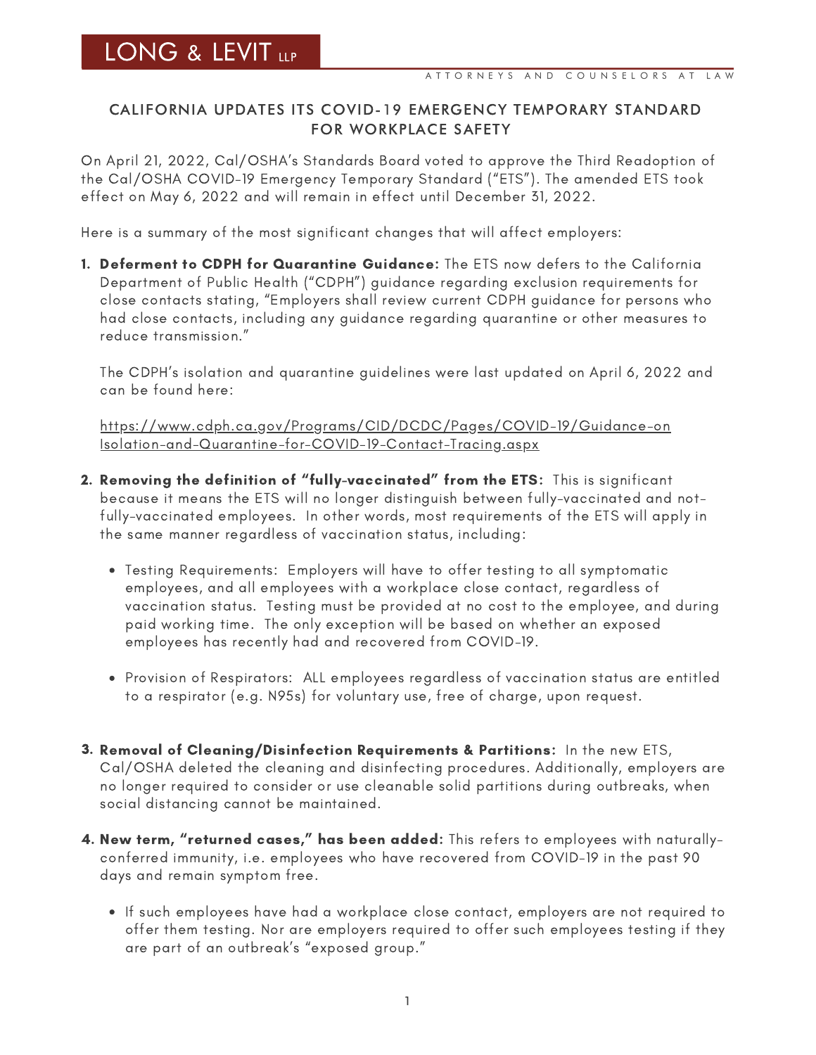LONG & LEVIT LLP

ATTORNEYS AND COUNSELORS AT LAW

## CALIFORNIA UPDATES ITS COVID-19 EMERGENCY TEMPORARY STANDARD FOR WORKPLACE SAFETY

On April 21, 2022, Cal/OSHA's Standards Board voted to approve the Third Readoption of the Cal/OSHA COVID-19 Emergency Temporary Standard ("ETS"). The amended ETS took effect on May 6, 2022 and will remain in effect until December 31, 2022.

Here is a summary of the most significant changes that will affect employers:

1. **Deferment to CDPH for Quarantine Guidance:** The ETS now defers to the California Department of Public Health ("CDPH") guidance regarding exclusion requirements for close contacts stating, "Employers shall review current CDPH guidance for persons who had close contacts, including any guidance regarding quarantine or other measures to reduce transmission."

   The CDPH's isolation and quarantine guidelines were last updated on April 6, 2022 and can be found here:

   https://www.cdph.ca.gov/Programs/CID/DCDC/Pages/COVID-19/Guidance-on Isolation-and-Quarantine-for-COVID-19-Contact-Tracing.aspx

2. **Removing the definition of "fully-vaccinated" from the ETS:** This is significant because it means the ETS will no longer distinguish between fully-vaccinated and not-fully-vaccinated employees. In other words, most requirements of the ETS will apply in the same manner regardless of vaccination status, including:

   - Testing Requirements: Employers will have to offer testing to all symptomatic employees, and all employees with a workplace close contact, regardless of vaccination status. Testing must be provided at no cost to the employee, and during paid working time. The only exception will be based on whether an exposed employees has recently had and recovered from COVID-19.
   - Provision of Respirators: ALL employees regardless of vaccination status are entitled to a respirator (e.g. N95s) for voluntary use, free of charge, upon request.

3. **Removal of Cleaning/Disinfection Requirements & Partitions:** In the new ETS, Cal/OSHA deleted the cleaning and disinfecting procedures. Additionally, employers are no longer required to consider or use cleanable solid partitions during outbreaks, when social distancing cannot be maintained.

4. **New term, "returned cases," has been added:** This refers to employees with naturally-conferred immunity, i.e. employees who have recovered from COVID-19 in the past 90 days and remain symptom free.

   - If such employees have had a workplace close contact, employers are not required to offer them testing. Nor are employers required to offer such employees testing if they are part of an outbreak's "exposed group."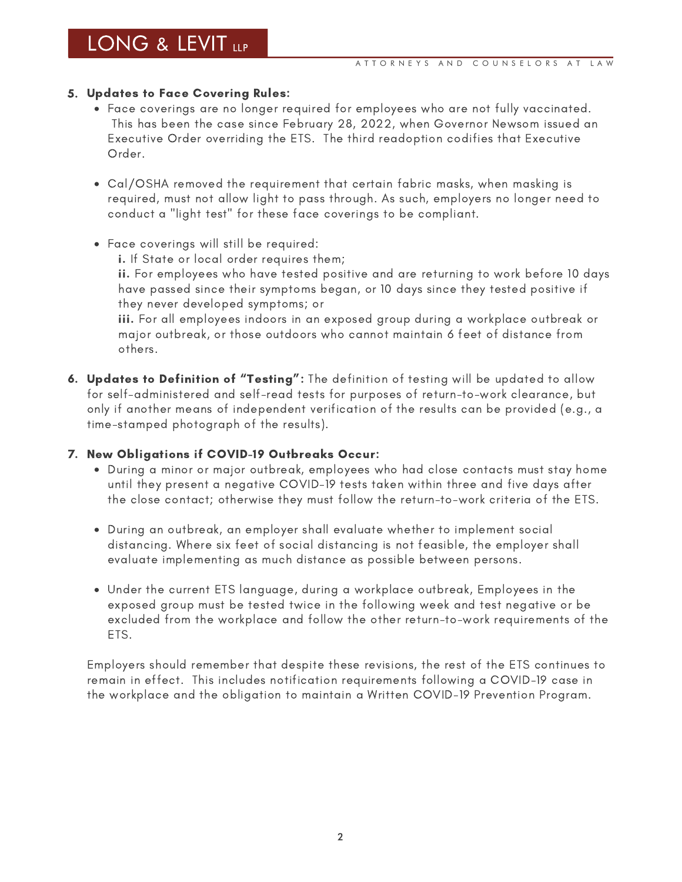5. **Updates to Face Covering Rules:**
    - Face coverings are no longer required for employees who are not fully vaccinated. This has been the case since February 28, 2022, when Governor Newsom issued an Executive Order overriding the ETS. The third readoption codifies that Executive Order.
    - Cal/OSHA removed the requirement that certain fabric masks, when masking is required, must not allow light to pass through. As such, employers no longer need to conduct a "light test" for these face coverings to be compliant.
    - Face coverings will still be required:
      **i.** If State or local order requires them;
      **ii.** For employees who have tested positive and are returning to work before 10 days have passed since their symptoms began, or 10 days since they tested positive if they never developed symptoms; or
      **iii.** For all employees indoors in an exposed group during a workplace outbreak or major outbreak, or those outdoors who cannot maintain 6 feet of distance from others.
6. **Updates to Definition of "Testing":** The definition of testing will be updated to allow for self-administered and self-read tests for purposes of return-to-work clearance, but only if another means of independent verification of the results can be provided (e.g., a time-stamped photograph of the results).
7. **New Obligations if COVID-19 Outbreaks Occur:**
    - During a minor or major outbreak, employees who had close contacts must stay home until they present a negative COVID-19 tests taken within three and five days after the close contact; otherwise they must follow the return-to-work criteria of the ETS.
    - During an outbreak, an employer shall evaluate whether to implement social distancing. Where six feet of social distancing is not feasible, the employer shall evaluate implementing as much distance as possible between persons.
    - Under the current ETS language, during a workplace outbreak, Employees in the exposed group must be tested twice in the following week and test negative or be excluded from the workplace and follow the other return-to-work requirements of the ETS.

Employers should remember that despite these revisions, the rest of the ETS continues to remain in effect. This includes notification requirements following a COVID-19 case in the workplace and the obligation to maintain a Written COVID-19 Prevention Program.